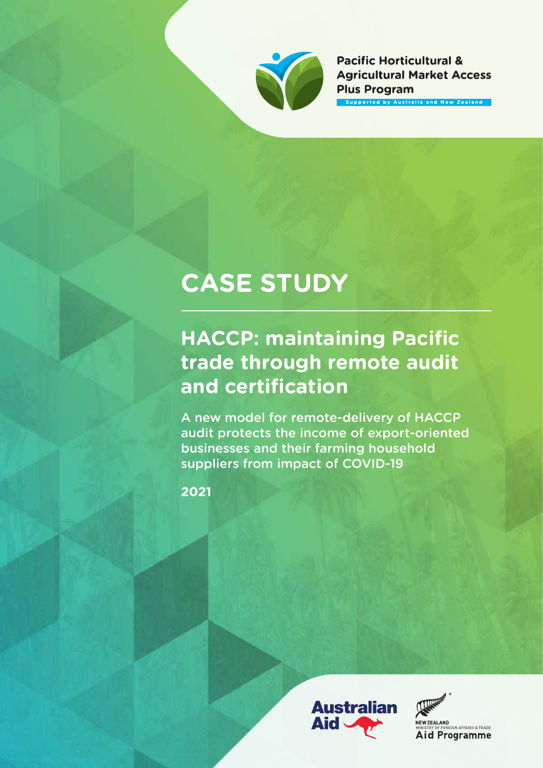Pacific Horticultural & Agricultural Market Access Plus Program

Supported by Australia and New Zealand

# CASE STUDY

## HACCP: maintaining Pacific trade through remote audit and certification

A new model for remote-delivery of HACCP audit protects the income of export-oriented businesses and their farming household suppliers from impact of COVID-19

2021

Australian Aid

NEW ZEALAND MINISTRY OF FOREIGN AFFAIRS & TRADE Aid Programme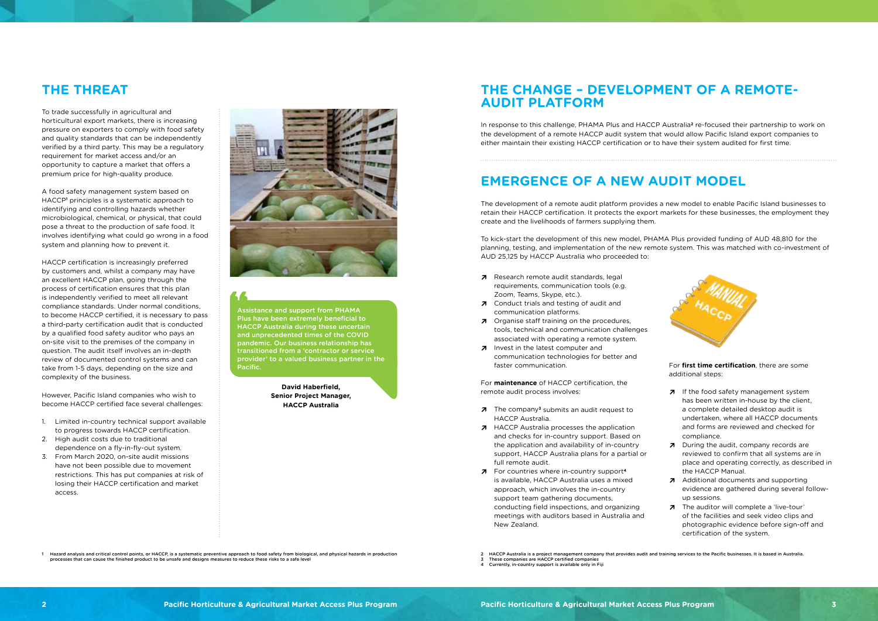## THE THREAT

To trade successfully in agricultural and horticultural export markets, there is increasing pressure on exporters to comply with food safety and quality standards that can be independently verified by a third party. This may be a regulatory requirement for market access and/or an opportunity to capture a market that offers a premium price for high-quality produce.

A food safety management system based on HACCP[1] principles is a systematic approach to identifying and controlling hazards whether microbiological, chemical, or physical, that could pose a threat to the production of safe food. It involves identifying what could go wrong in a food system and planning how to prevent it.

HACCP certification is increasingly preferred by customers and, whilst a company may have an excellent HACCP plan, going through the process of certification ensures that this plan is independently verified to meet all relevant compliance standards. Under normal conditions, to become HACCP certified, it is necessary to pass a third-party certification audit that is conducted by a qualified food safety auditor who pays an on-site visit to the premises of the company in question. The audit itself involves an in-depth review of documented control systems and can take from 1-5 days, depending on the size and complexity of the business.

However, Pacific Island companies who wish to become HACCP certified face several challenges:

1. Limited in-country technical support available to progress towards HACCP certification.
2. High audit costs due to traditional dependence on a fly-in-fly-out system.
3. From March 2020, on-site audit missions have not been possible due to movement restrictions. This has put companies at risk of losing their HACCP certification and market access.

> Assistance and support from PHAMA Plus have been extremely beneficial to HACCP Australia during these uncertain and unprecedented times of the COVID pandemic. Our business relationship has transitioned from a 'contractor or service provider' to a valued business partner in the Pacific.
>
> **David Haberfield, Senior Project Manager, HACCP Australia**

## THE CHANGE – DEVELOPMENT OF A REMOTE-AUDIT PLATFORM

In response to this challenge, PHAMA Plus and HACCP Australia[2] re-focused their partnership to work on the development of a remote HACCP audit system that would allow Pacific Island export companies to either maintain their existing HACCP certification or to have their system audited for first time.

## EMERGENCE OF A NEW AUDIT MODEL

The development of a remote audit platform provides a new model to enable Pacific Island businesses to retain their HACCP certification. It protects the export markets for these businesses, the employment they create and the livelihoods of farmers supplying them.

To kick-start the development of this new model, PHAMA Plus provided funding of AUD 48,810 for the planning, testing, and implementation of the new remote system. This was matched with co-investment of AUD 25,125 by HACCP Australia who proceeded to:

- Research remote audit standards, legal requirements, communication tools (e.g. Zoom, Teams, Skype, etc.).
- Conduct trials and testing of audit and communication platforms.
- Organise staff training on the procedures, tools, technical and communication challenges associated with operating a remote system.
- Invest in the latest computer and communication technologies for better and faster communication.

For **maintenance** of HACCP certification, the remote audit process involves:

- The company[3] submits an audit request to HACCP Australia.
- HACCP Australia processes the application and checks for in-country support. Based on the application and availability of in-country support, HACCP Australia plans for a partial or full remote audit.
- For countries where in-country support[4] is available, HACCP Australia uses a mixed approach, which involves the in-country support team gathering documents, conducting field inspections, and organizing meetings with auditors based in Australia and New Zealand.

For **first time certification**, there are some additional steps:

- If the food safety management system has been written in-house by the client, a complete detailed desktop audit is undertaken, where all HACCP documents and forms are reviewed and checked for compliance.
- During the audit, company records are reviewed to confirm that all systems are in place and operating correctly, as described in the HACCP Manual.
- Additional documents and supporting evidence are gathered during several follow-up sessions.
- The auditor will complete a 'live-tour' of the facilities and seek video clips and photographic evidence before sign-off and certification of the system.

1 Hazard analysis and critical control points, or HACCP, is a systematic preventive approach to food safety from biological, and physical hazards in production processes that can cause the finished product to be unsafe and designs measures to reduce these risks to a safe level

2 HACCP Australia is a project management company that provides audit and training services to the Pacific businesses. It is based in Australia.
3 These companies are HACCP certified companies
4 Currently, in-country support is available only in Fiji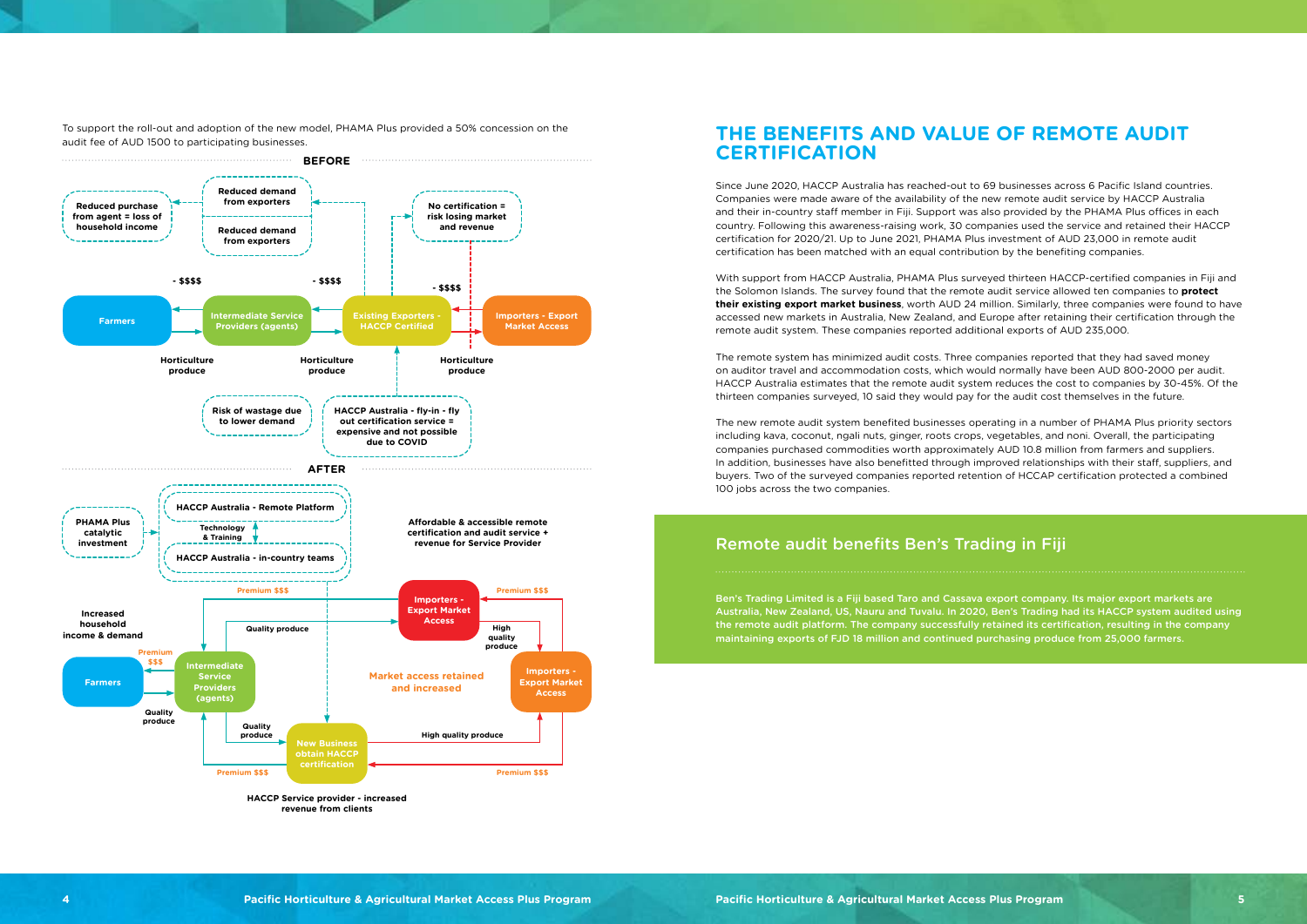To support the roll-out and adoption of the new model, PHAMA Plus provided a 50% concession on the audit fee of AUD 1500 to participating businesses.

**BEFORE**

Reduced purchase from agent = loss of household income

Reduced demand from exporters

Reduced demand from exporters

No certification = risk losing market and revenue

- $$$$

- $$$$

- $$$$

Farmers

Intermediate Service Providers (agents)

Existing Exporters - HACCP Certified

Importers - Export Market Access

Horticulture produce

Horticulture produce

Horticulture produce

Risk of wastage due to lower demand

HACCP Australia - fly-in - fly out certification service = expensive and not possible due to COVID

**AFTER**

PHAMA Plus catalytic investment

HACCP Australia - Remote Platform

Technology & Training

HACCP Australia - in-country teams

Affordable & accessible remote certification and audit service + revenue for Service Provider

Premium $$$

Premium $$$

Importers - Export Market Access

Increased household income & demand

Quality produce

High quality produce

Premium $$$

Farmers

Intermediate Service Providers (agents)

Market access retained and increased

Importers - Export Market Access

Quality produce

Quality produce

New Business obtain HACCP certification

High quality produce

Premium $$$

Premium $$$

HACCP Service provider - increased revenue from clients

# THE BENEFITS AND VALUE OF REMOTE AUDIT CERTIFICATION

Since June 2020, HACCP Australia has reached-out to 69 businesses across 6 Pacific Island countries. Companies were made aware of the availability of the new remote audit service by HACCP Australia and their in-country staff member in Fiji. Support was also provided by the PHAMA Plus offices in each country. Following this awareness-raising work, 30 companies used the service and retained their HACCP certification for 2020/21. Up to June 2021, PHAMA Plus investment of AUD 23,000 in remote audit certification has been matched with an equal contribution by the benefiting companies.

With support from HACCP Australia, PHAMA Plus surveyed thirteen HACCP-certified companies in Fiji and the Solomon Islands. The survey found that the remote audit service allowed ten companies to **protect their existing export market business**, worth AUD 24 million. Similarly, three companies were found to have accessed new markets in Australia, New Zealand, and Europe after retaining their certification through the remote audit system. These companies reported additional exports of AUD 235,000.

The remote system has minimized audit costs. Three companies reported that they had saved money on auditor travel and accommodation costs, which would normally have been AUD 800-2000 per audit. HACCP Australia estimates that the remote audit system reduces the cost to companies by 30-45%. Of the thirteen companies surveyed, 10 said they would pay for the audit cost themselves in the future.

The new remote audit system benefited businesses operating in a number of PHAMA Plus priority sectors including kava, coconut, ngali nuts, ginger, roots crops, vegetables, and noni. Overall, the participating companies purchased commodities worth approximately AUD 10.8 million from farmers and suppliers. In addition, businesses have also benefitted through improved relationships with their staff, suppliers, and buyers. Two of the surveyed companies reported retention of HCCAP certification protected a combined 100 jobs across the two companies.

## Remote audit benefits Ben's Trading in Fiji

Ben's Trading Limited is a Fiji based Taro and Cassava export company. Its major export markets are Australia, New Zealand, US, Nauru and Tuvalu. In 2020, Ben's Trading had its HACCP system audited using the remote audit platform. The company successfully retained its certification, resulting in the company maintaining exports of FJD 18 million and continued purchasing produce from 25,000 farmers.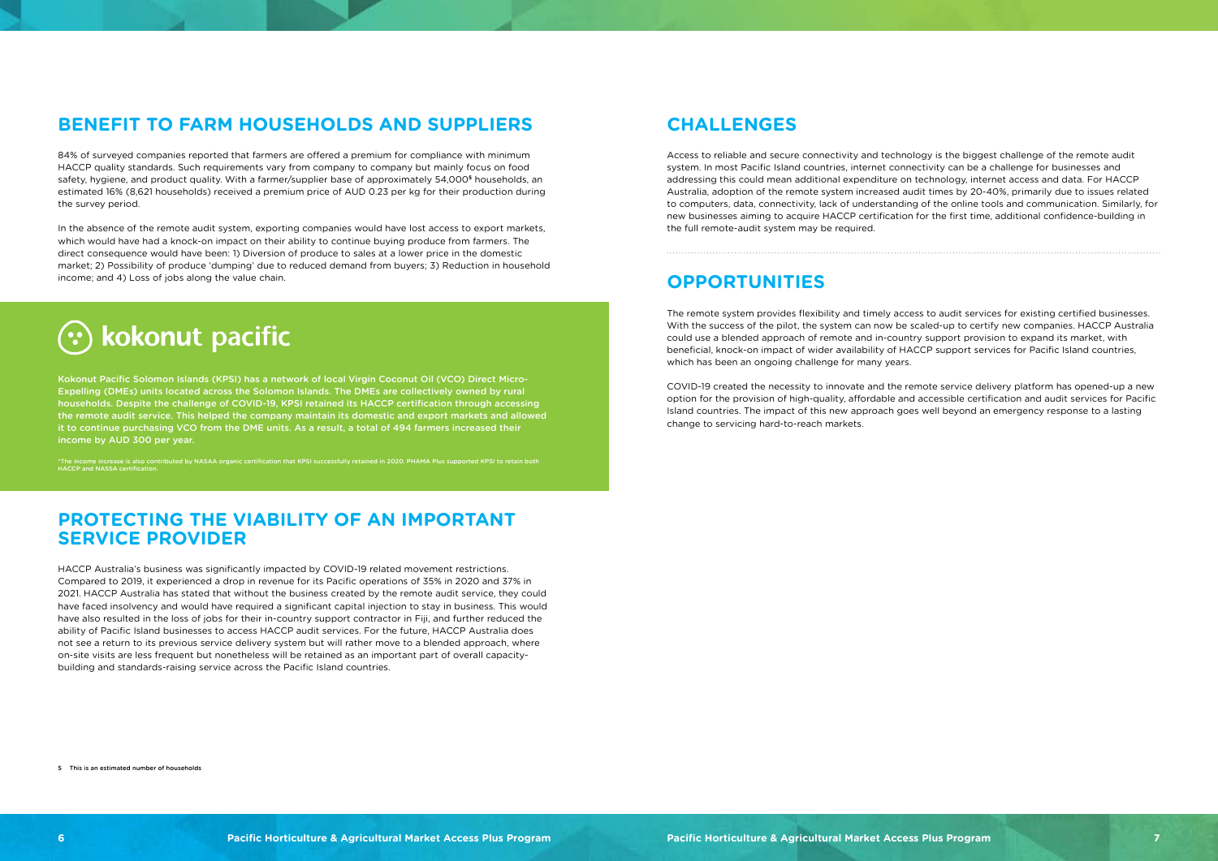## BENEFIT TO FARM HOUSEHOLDS AND SUPPLIERS

84% of surveyed companies reported that farmers are offered a premium for compliance with minimum HACCP quality standards. Such requirements vary from company to company but mainly focus on food safety, hygiene, and product quality. With a farmer/supplier base of approximately 54,000[5] households, an estimated 16% (8,621 households) received a premium price of AUD 0.23 per kg for their production during the survey period.

In the absence of the remote audit system, exporting companies would have lost access to export markets, which would have had a knock-on impact on their ability to continue buying produce from farmers. The direct consequence would have been: 1) Diversion of produce to sales at a lower price in the domestic market; 2) Possibility of produce 'dumping' due to reduced demand from buyers; 3) Reduction in household income; and 4) Loss of jobs along the value chain.

**kokonut pacific**

**Kokonut Pacific Solomon Islands (KPSI) has a network of local Virgin Coconut Oil (VCO) Direct Micro-Expelling (DMEs) units located across the Solomon Islands. The DMEs are collectively owned by rural households. Despite the challenge of COVID-19, KPSI retained its HACCP certification through accessing the remote audit service. This helped the company maintain its domestic and export markets and allowed it to continue purchasing VCO from the DME units. As a result, a total of 494 farmers increased their income by AUD 300 per year.**

*The income increase is also contributed by NASAA organic certification that KPSI successfully retained in 2020. PHAMA Plus supported KPSI to retain both HACCP and NASSA certification.

## PROTECTING THE VIABILITY OF AN IMPORTANT SERVICE PROVIDER

HACCP Australia's business was significantly impacted by COVID-19 related movement restrictions. Compared to 2019, it experienced a drop in revenue for its Pacific operations of 35% in 2020 and 37% in 2021. HACCP Australia has stated that without the business created by the remote audit service, they could have faced insolvency and would have required a significant capital injection to stay in business. This would have also resulted in the loss of jobs for their in-country support contractor in Fiji, and further reduced the ability of Pacific Island businesses to access HACCP audit services. For the future, HACCP Australia does not see a return to its previous service delivery system but will rather move to a blended approach, where on-site visits are less frequent but nonetheless will be retained as an important part of overall capacity-building and standards-raising service across the Pacific Island countries.

[5] This is an estimated number of households

## CHALLENGES

Access to reliable and secure connectivity and technology is the biggest challenge of the remote audit system. In most Pacific Island countries, internet connectivity can be a challenge for businesses and addressing this could mean additional expenditure on technology, internet access and data. For HACCP Australia, adoption of the remote system increased audit times by 20-40%, primarily due to issues related to computers, data, connectivity, lack of understanding of the online tools and communication. Similarly, for new businesses aiming to acquire HACCP certification for the first time, additional confidence-building in the full remote-audit system may be required.

## OPPORTUNITIES

The remote system provides flexibility and timely access to audit services for existing certified businesses. With the success of the pilot, the system can now be scaled-up to certify new companies. HACCP Australia could use a blended approach of remote and in-country support provision to expand its market, with beneficial, knock-on impact of wider availability of HACCP support services for Pacific Island countries, which has been an ongoing challenge for many years.

COVID-19 created the necessity to innovate and the remote service delivery platform has opened-up a new option for the provision of high-quality, affordable and accessible certification and audit services for Pacific Island countries. The impact of this new approach goes well beyond an emergency response to a lasting change to servicing hard-to-reach markets.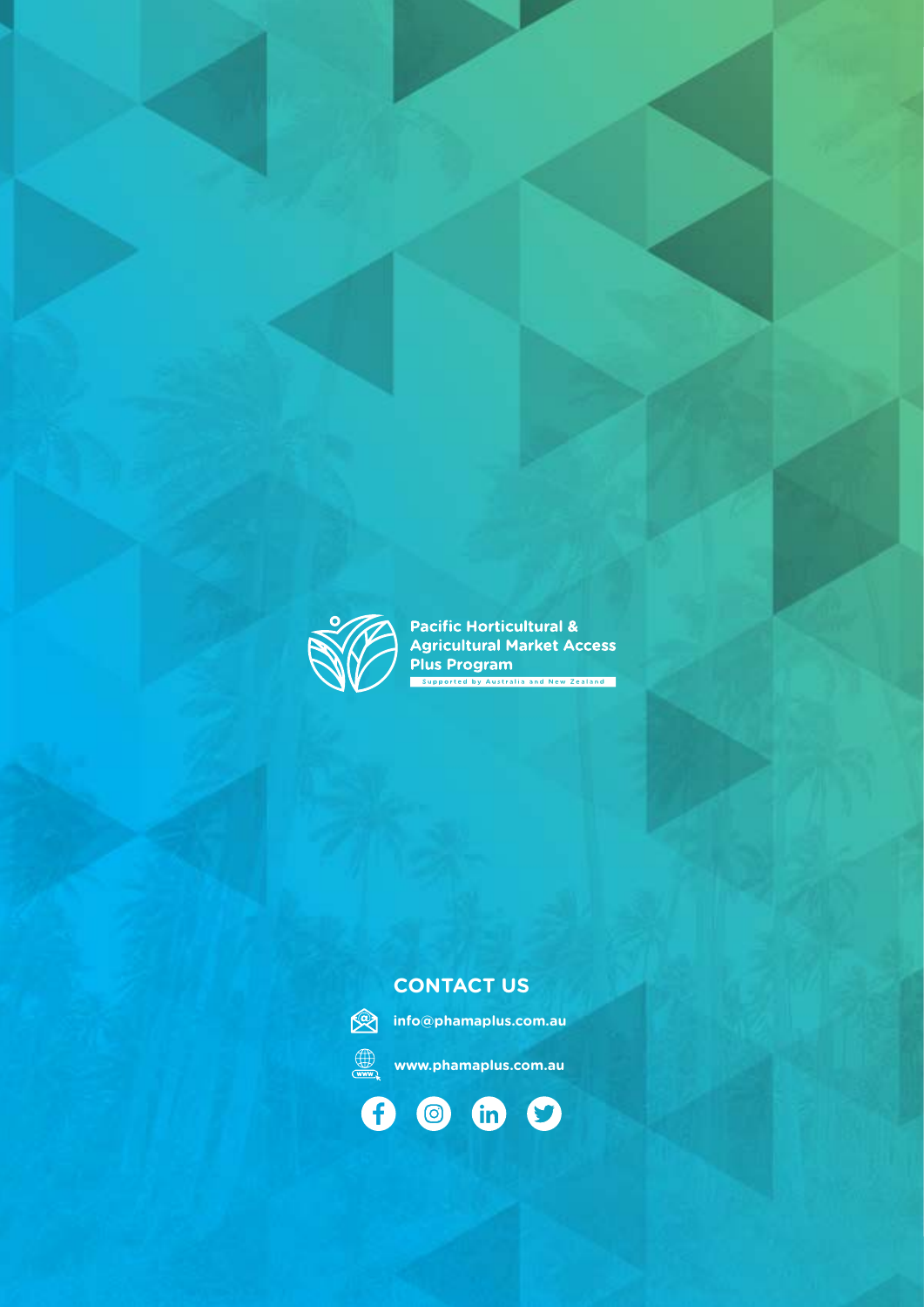Pacific Horticultural & Agricultural Market Access Plus Program

Supported by Australia and New Zealand

## CONTACT US

info@phamaplus.com.au

www.phamaplus.com.au